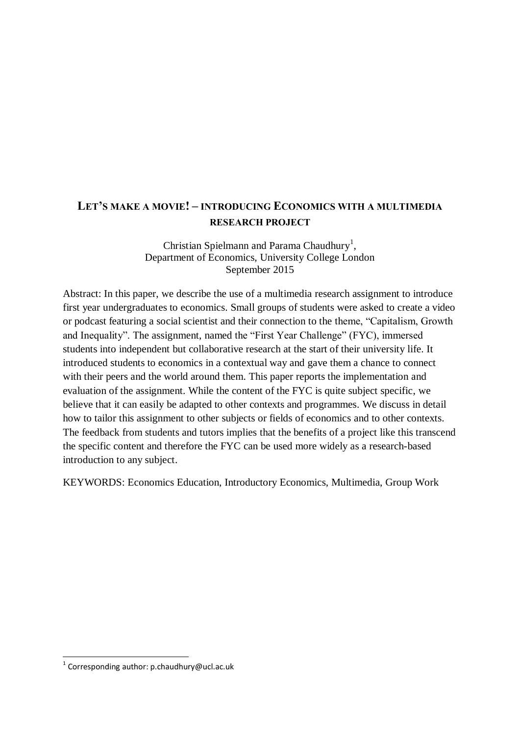# LET'S MAKE A MOVIE! – INTRODUCING ECONOMICS WITH A MULTIMEDIA RESEARCH PROJECT

Christian Spielmann and Parama Chaudhury[1],
Department of Economics, University College London
September 2015

Abstract: In this paper, we describe the use of a multimedia research assignment to introduce first year undergraduates to economics. Small groups of students were asked to create a video or podcast featuring a social scientist and their connection to the theme, "Capitalism, Growth and Inequality". The assignment, named the "First Year Challenge" (FYC), immersed students into independent but collaborative research at the start of their university life. It introduced students to economics in a contextual way and gave them a chance to connect with their peers and the world around them. This paper reports the implementation and evaluation of the assignment. While the content of the FYC is quite subject specific, we believe that it can easily be adapted to other contexts and programmes. We discuss in detail how to tailor this assignment to other subjects or fields of economics and to other contexts. The feedback from students and tutors implies that the benefits of a project like this transcend the specific content and therefore the FYC can be used more widely as a research-based introduction to any subject.

KEYWORDS: Economics Education, Introductory Economics, Multimedia, Group Work

[1] Corresponding author: p.chaudhury@ucl.ac.uk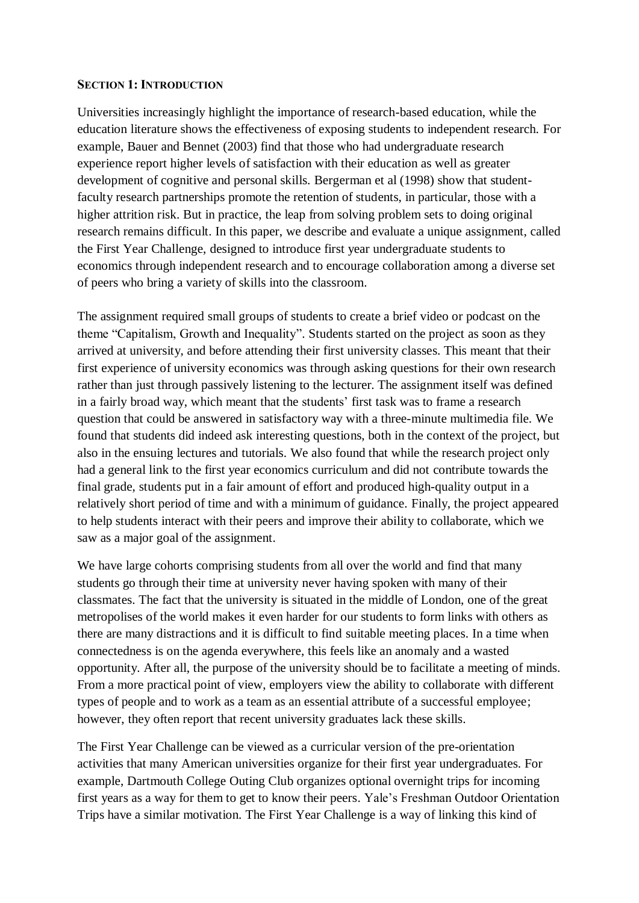## SECTION 1: INTRODUCTION

Universities increasingly highlight the importance of research-based education, while the education literature shows the effectiveness of exposing students to independent research. For example, Bauer and Bennet (2003) find that those who had undergraduate research experience report higher levels of satisfaction with their education as well as greater development of cognitive and personal skills. Bergerman et al (1998) show that student-faculty research partnerships promote the retention of students, in particular, those with a higher attrition risk. But in practice, the leap from solving problem sets to doing original research remains difficult. In this paper, we describe and evaluate a unique assignment, called the First Year Challenge, designed to introduce first year undergraduate students to economics through independent research and to encourage collaboration among a diverse set of peers who bring a variety of skills into the classroom.

The assignment required small groups of students to create a brief video or podcast on the theme "Capitalism, Growth and Inequality". Students started on the project as soon as they arrived at university, and before attending their first university classes. This meant that their first experience of university economics was through asking questions for their own research rather than just through passively listening to the lecturer. The assignment itself was defined in a fairly broad way, which meant that the students' first task was to frame a research question that could be answered in satisfactory way with a three-minute multimedia file. We found that students did indeed ask interesting questions, both in the context of the project, but also in the ensuing lectures and tutorials. We also found that while the research project only had a general link to the first year economics curriculum and did not contribute towards the final grade, students put in a fair amount of effort and produced high-quality output in a relatively short period of time and with a minimum of guidance. Finally, the project appeared to help students interact with their peers and improve their ability to collaborate, which we saw as a major goal of the assignment.

We have large cohorts comprising students from all over the world and find that many students go through their time at university never having spoken with many of their classmates. The fact that the university is situated in the middle of London, one of the great metropolises of the world makes it even harder for our students to form links with others as there are many distractions and it is difficult to find suitable meeting places. In a time when connectedness is on the agenda everywhere, this feels like an anomaly and a wasted opportunity. After all, the purpose of the university should be to facilitate a meeting of minds. From a more practical point of view, employers view the ability to collaborate with different types of people and to work as a team as an essential attribute of a successful employee; however, they often report that recent university graduates lack these skills.

The First Year Challenge can be viewed as a curricular version of the pre-orientation activities that many American universities organize for their first year undergraduates. For example, Dartmouth College Outing Club organizes optional overnight trips for incoming first years as a way for them to get to know their peers. Yale's Freshman Outdoor Orientation Trips have a similar motivation. The First Year Challenge is a way of linking this kind of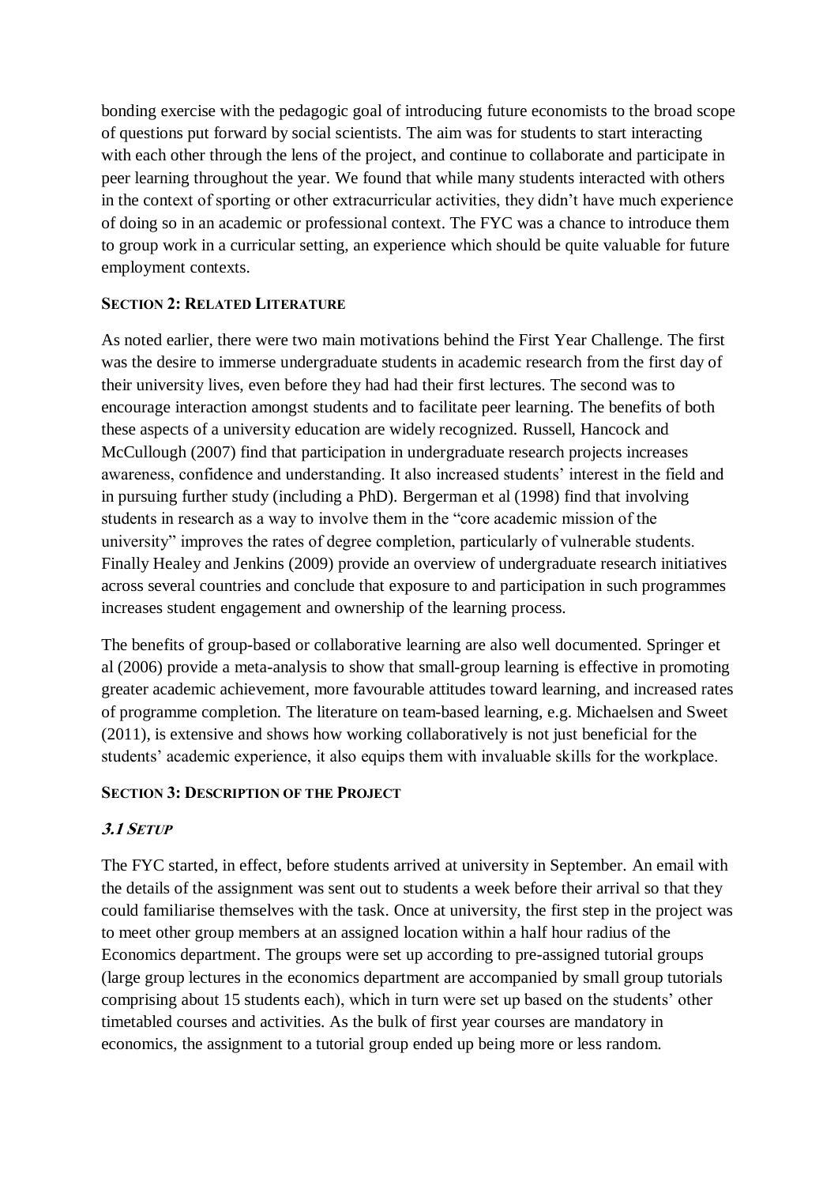bonding exercise with the pedagogic goal of introducing future economists to the broad scope of questions put forward by social scientists. The aim was for students to start interacting with each other through the lens of the project, and continue to collaborate and participate in peer learning throughout the year. We found that while many students interacted with others in the context of sporting or other extracurricular activities, they didn't have much experience of doing so in an academic or professional context. The FYC was a chance to introduce them to group work in a curricular setting, an experience which should be quite valuable for future employment contexts.

## Section 2: Related Literature

As noted earlier, there were two main motivations behind the First Year Challenge. The first was the desire to immerse undergraduate students in academic research from the first day of their university lives, even before they had had their first lectures. The second was to encourage interaction amongst students and to facilitate peer learning. The benefits of both these aspects of a university education are widely recognized. Russell, Hancock and McCullough (2007) find that participation in undergraduate research projects increases awareness, confidence and understanding. It also increased students' interest in the field and in pursuing further study (including a PhD). Bergerman et al (1998) find that involving students in research as a way to involve them in the "core academic mission of the university" improves the rates of degree completion, particularly of vulnerable students. Finally Healey and Jenkins (2009) provide an overview of undergraduate research initiatives across several countries and conclude that exposure to and participation in such programmes increases student engagement and ownership of the learning process.

The benefits of group-based or collaborative learning are also well documented. Springer et al (2006) provide a meta-analysis to show that small-group learning is effective in promoting greater academic achievement, more favourable attitudes toward learning, and increased rates of programme completion. The literature on team-based learning, e.g. Michaelsen and Sweet (2011), is extensive and shows how working collaboratively is not just beneficial for the students' academic experience, it also equips them with invaluable skills for the workplace.

## Section 3: Description of the Project

### *3.1 Setup*

The FYC started, in effect, before students arrived at university in September. An email with the details of the assignment was sent out to students a week before their arrival so that they could familiarise themselves with the task. Once at university, the first step in the project was to meet other group members at an assigned location within a half hour radius of the Economics department. The groups were set up according to pre-assigned tutorial groups (large group lectures in the economics department are accompanied by small group tutorials comprising about 15 students each), which in turn were set up based on the students' other timetabled courses and activities. As the bulk of first year courses are mandatory in economics, the assignment to a tutorial group ended up being more or less random.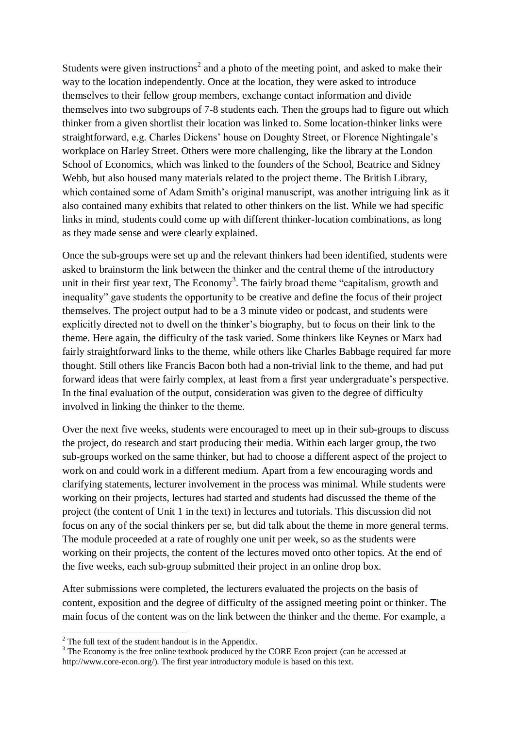Students were given instructions[2] and a photo of the meeting point, and asked to make their way to the location independently. Once at the location, they were asked to introduce themselves to their fellow group members, exchange contact information and divide themselves into two subgroups of 7-8 students each. Then the groups had to figure out which thinker from a given shortlist their location was linked to. Some location-thinker links were straightforward, e.g. Charles Dickens' house on Doughty Street, or Florence Nightingale's workplace on Harley Street. Others were more challenging, like the library at the London School of Economics, which was linked to the founders of the School, Beatrice and Sidney Webb, but also housed many materials related to the project theme. The British Library, which contained some of Adam Smith's original manuscript, was another intriguing link as it also contained many exhibits that related to other thinkers on the list. While we had specific links in mind, students could come up with different thinker-location combinations, as long as they made sense and were clearly explained.

Once the sub-groups were set up and the relevant thinkers had been identified, students were asked to brainstorm the link between the thinker and the central theme of the introductory unit in their first year text, The Economy[3]. The fairly broad theme "capitalism, growth and inequality" gave students the opportunity to be creative and define the focus of their project themselves. The project output had to be a 3 minute video or podcast, and students were explicitly directed not to dwell on the thinker's biography, but to focus on their link to the theme. Here again, the difficulty of the task varied. Some thinkers like Keynes or Marx had fairly straightforward links to the theme, while others like Charles Babbage required far more thought. Still others like Francis Bacon both had a non-trivial link to the theme, and had put forward ideas that were fairly complex, at least from a first year undergraduate's perspective. In the final evaluation of the output, consideration was given to the degree of difficulty involved in linking the thinker to the theme.

Over the next five weeks, students were encouraged to meet up in their sub-groups to discuss the project, do research and start producing their media. Within each larger group, the two sub-groups worked on the same thinker, but had to choose a different aspect of the project to work on and could work in a different medium. Apart from a few encouraging words and clarifying statements, lecturer involvement in the process was minimal. While students were working on their projects, lectures had started and students had discussed the theme of the project (the content of Unit 1 in the text) in lectures and tutorials. This discussion did not focus on any of the social thinkers per se, but did talk about the theme in more general terms. The module proceeded at a rate of roughly one unit per week, so as the students were working on their projects, the content of the lectures moved onto other topics. At the end of the five weeks, each sub-group submitted their project in an online drop box.

After submissions were completed, the lecturers evaluated the projects on the basis of content, exposition and the degree of difficulty of the assigned meeting point or thinker. The main focus of the content was on the link between the thinker and the theme. For example, a

---

[2] The full text of the student handout is in the Appendix.

[3] The Economy is the free online textbook produced by the CORE Econ project (can be accessed at http://www.core-econ.org/). The first year introductory module is based on this text.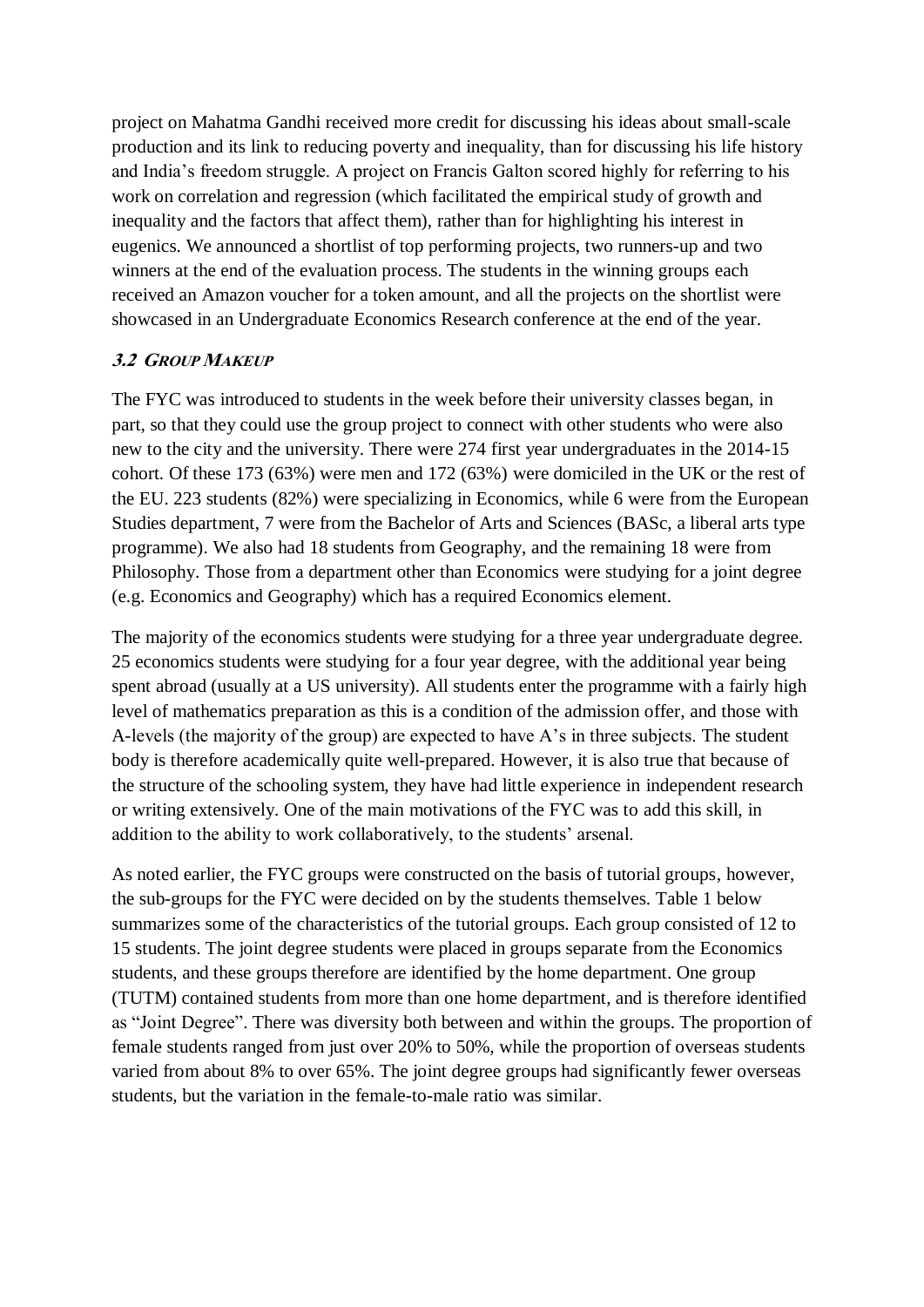project on Mahatma Gandhi received more credit for discussing his ideas about small-scale production and its link to reducing poverty and inequality, than for discussing his life history and India's freedom struggle. A project on Francis Galton scored highly for referring to his work on correlation and regression (which facilitated the empirical study of growth and inequality and the factors that affect them), rather than for highlighting his interest in eugenics. We announced a shortlist of top performing projects, two runners-up and two winners at the end of the evaluation process. The students in the winning groups each received an Amazon voucher for a token amount, and all the projects on the shortlist were showcased in an Undergraduate Economics Research conference at the end of the year.

### *3.2 Group Makeup*

The FYC was introduced to students in the week before their university classes began, in part, so that they could use the group project to connect with other students who were also new to the city and the university. There were 274 first year undergraduates in the 2014-15 cohort. Of these 173 (63%) were men and 172 (63%) were domiciled in the UK or the rest of the EU. 223 students (82%) were specializing in Economics, while 6 were from the European Studies department, 7 were from the Bachelor of Arts and Sciences (BASc, a liberal arts type programme). We also had 18 students from Geography, and the remaining 18 were from Philosophy. Those from a department other than Economics were studying for a joint degree (e.g. Economics and Geography) which has a required Economics element.

The majority of the economics students were studying for a three year undergraduate degree. 25 economics students were studying for a four year degree, with the additional year being spent abroad (usually at a US university). All students enter the programme with a fairly high level of mathematics preparation as this is a condition of the admission offer, and those with A-levels (the majority of the group) are expected to have A's in three subjects. The student body is therefore academically quite well-prepared. However, it is also true that because of the structure of the schooling system, they have had little experience in independent research or writing extensively. One of the main motivations of the FYC was to add this skill, in addition to the ability to work collaboratively, to the students' arsenal.

As noted earlier, the FYC groups were constructed on the basis of tutorial groups, however, the sub-groups for the FYC were decided on by the students themselves. Table 1 below summarizes some of the characteristics of the tutorial groups. Each group consisted of 12 to 15 students. The joint degree students were placed in groups separate from the Economics students, and these groups therefore are identified by the home department. One group (TUTM) contained students from more than one home department, and is therefore identified as "Joint Degree". There was diversity both between and within the groups. The proportion of female students ranged from just over 20% to 50%, while the proportion of overseas students varied from about 8% to over 65%. The joint degree groups had significantly fewer overseas students, but the variation in the female-to-male ratio was similar.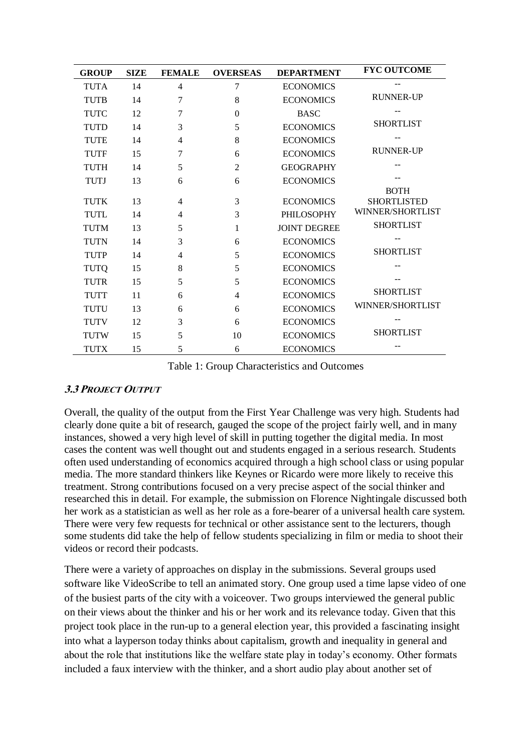| GROUP | SIZE | FEMALE | OVERSEAS | DEPARTMENT | FYC OUTCOME |
|---|---|---|---|---|---|
| TUTA | 14 | 4 | 7 | ECONOMICS | -- |
| TUTB | 14 | 7 | 8 | ECONOMICS | RUNNER-UP |
| TUTC | 12 | 7 | 0 | BASC | -- |
| TUTD | 14 | 3 | 5 | ECONOMICS | SHORTLIST |
| TUTE | 14 | 4 | 8 | ECONOMICS | -- |
| TUTF | 15 | 7 | 6 | ECONOMICS | RUNNER-UP |
| TUTH | 14 | 5 | 2 | GEOGRAPHY | -- |
| TUTJ | 13 | 6 | 6 | ECONOMICS | -- |
| TUTK | 13 | 4 | 3 | ECONOMICS | BOTH SHORTLISTED |
| TUTL | 14 | 4 | 3 | PHILOSOPHY | WINNER/SHORTLIST |
| TUTM | 13 | 5 | 1 | JOINT DEGREE | SHORTLIST |
| TUTN | 14 | 3 | 6 | ECONOMICS | -- |
| TUTP | 14 | 4 | 5 | ECONOMICS | SHORTLIST |
| TUTQ | 15 | 8 | 5 | ECONOMICS | -- |
| TUTR | 15 | 5 | 5 | ECONOMICS | -- |
| TUTT | 11 | 6 | 4 | ECONOMICS | SHORTLIST |
| TUTU | 13 | 6 | 6 | ECONOMICS | WINNER/SHORTLIST |
| TUTV | 12 | 3 | 6 | ECONOMICS | -- |
| TUTW | 15 | 5 | 10 | ECONOMICS | SHORTLIST |
| TUTX | 15 | 5 | 6 | ECONOMICS | -- |

Table 1: Group Characteristics and Outcomes

### *3.3 PROJECT OUTPUT*

Overall, the quality of the output from the First Year Challenge was very high. Students had clearly done quite a bit of research, gauged the scope of the project fairly well, and in many instances, showed a very high level of skill in putting together the digital media. In most cases the content was well thought out and students engaged in a serious research. Students often used understanding of economics acquired through a high school class or using popular media. The more standard thinkers like Keynes or Ricardo were more likely to receive this treatment. Strong contributions focused on a very precise aspect of the social thinker and researched this in detail. For example, the submission on Florence Nightingale discussed both her work as a statistician as well as her role as a fore-bearer of a universal health care system. There were very few requests for technical or other assistance sent to the lecturers, though some students did take the help of fellow students specializing in film or media to shoot their videos or record their podcasts.

There were a variety of approaches on display in the submissions. Several groups used software like VideoScribe to tell an animated story. One group used a time lapse video of one of the busiest parts of the city with a voiceover. Two groups interviewed the general public on their views about the thinker and his or her work and its relevance today. Given that this project took place in the run-up to a general election year, this provided a fascinating insight into what a layperson today thinks about capitalism, growth and inequality in general and about the role that institutions like the welfare state play in today's economy. Other formats included a faux interview with the thinker, and a short audio play about another set of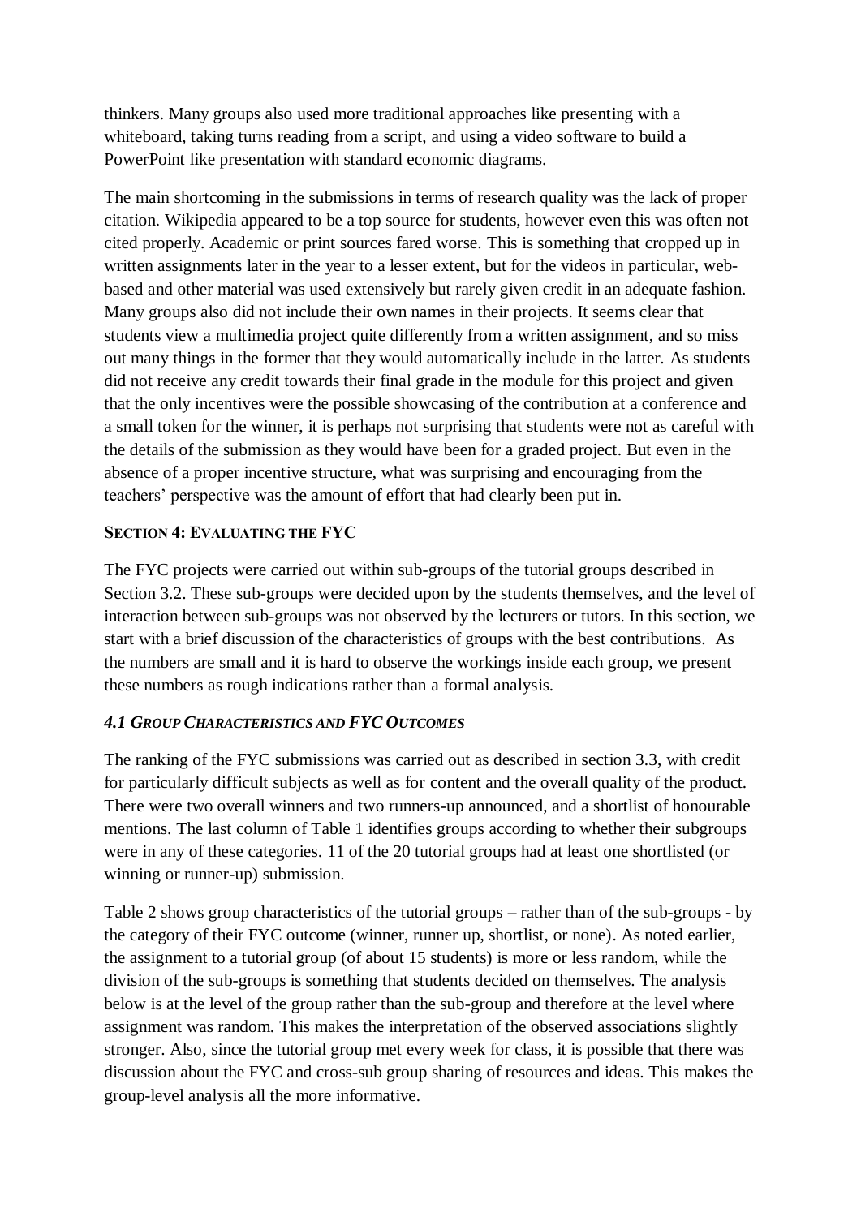thinkers. Many groups also used more traditional approaches like presenting with a whiteboard, taking turns reading from a script, and using a video software to build a PowerPoint like presentation with standard economic diagrams.

The main shortcoming in the submissions in terms of research quality was the lack of proper citation. Wikipedia appeared to be a top source for students, however even this was often not cited properly. Academic or print sources fared worse. This is something that cropped up in written assignments later in the year to a lesser extent, but for the videos in particular, web-based and other material was used extensively but rarely given credit in an adequate fashion. Many groups also did not include their own names in their projects. It seems clear that students view a multimedia project quite differently from a written assignment, and so miss out many things in the former that they would automatically include in the latter. As students did not receive any credit towards their final grade in the module for this project and given that the only incentives were the possible showcasing of the contribution at a conference and a small token for the winner, it is perhaps not surprising that students were not as careful with the details of the submission as they would have been for a graded project. But even in the absence of a proper incentive structure, what was surprising and encouraging from the teachers' perspective was the amount of effort that had clearly been put in.

## SECTION 4: EVALUATING THE FYC

The FYC projects were carried out within sub-groups of the tutorial groups described in Section 3.2. These sub-groups were decided upon by the students themselves, and the level of interaction between sub-groups was not observed by the lecturers or tutors. In this section, we start with a brief discussion of the characteristics of groups with the best contributions. As the numbers are small and it is hard to observe the workings inside each group, we present these numbers as rough indications rather than a formal analysis.

### *4.1 GROUP CHARACTERISTICS AND FYC OUTCOMES*

The ranking of the FYC submissions was carried out as described in section 3.3, with credit for particularly difficult subjects as well as for content and the overall quality of the product. There were two overall winners and two runners-up announced, and a shortlist of honourable mentions. The last column of Table 1 identifies groups according to whether their subgroups were in any of these categories. 11 of the 20 tutorial groups had at least one shortlisted (or winning or runner-up) submission.

Table 2 shows group characteristics of the tutorial groups – rather than of the sub-groups - by the category of their FYC outcome (winner, runner up, shortlist, or none). As noted earlier, the assignment to a tutorial group (of about 15 students) is more or less random, while the division of the sub-groups is something that students decided on themselves. The analysis below is at the level of the group rather than the sub-group and therefore at the level where assignment was random. This makes the interpretation of the observed associations slightly stronger. Also, since the tutorial group met every week for class, it is possible that there was discussion about the FYC and cross-sub group sharing of resources and ideas. This makes the group-level analysis all the more informative.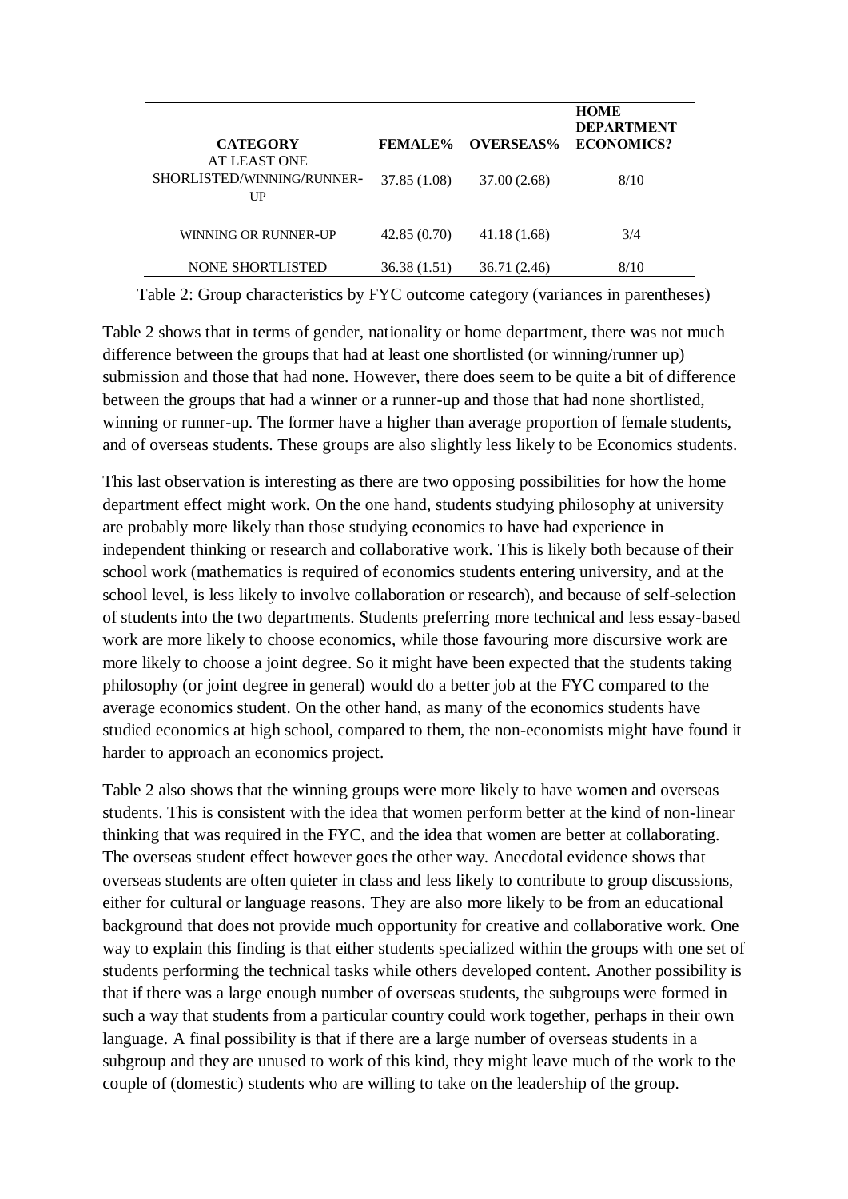| CATEGORY | FEMALE% | OVERSEAS% | HOME DEPARTMENT ECONOMICS? |
|---|---|---|---|
| AT LEAST ONE SHORLISTED/WINNING/RUNNER-UP | 37.85 (1.08) | 37.00 (2.68) | 8/10 |
| WINNING OR RUNNER-UP | 42.85 (0.70) | 41.18 (1.68) | 3/4 |
| NONE SHORTLISTED | 36.38 (1.51) | 36.71 (2.46) | 8/10 |

Table 2: Group characteristics by FYC outcome category (variances in parentheses)

Table 2 shows that in terms of gender, nationality or home department, there was not much difference between the groups that had at least one shortlisted (or winning/runner up) submission and those that had none. However, there does seem to be quite a bit of difference between the groups that had a winner or a runner-up and those that had none shortlisted, winning or runner-up. The former have a higher than average proportion of female students, and of overseas students. These groups are also slightly less likely to be Economics students.

This last observation is interesting as there are two opposing possibilities for how the home department effect might work. On the one hand, students studying philosophy at university are probably more likely than those studying economics to have had experience in independent thinking or research and collaborative work. This is likely both because of their school work (mathematics is required of economics students entering university, and at the school level, is less likely to involve collaboration or research), and because of self-selection of students into the two departments. Students preferring more technical and less essay-based work are more likely to choose economics, while those favouring more discursive work are more likely to choose a joint degree. So it might have been expected that the students taking philosophy (or joint degree in general) would do a better job at the FYC compared to the average economics student. On the other hand, as many of the economics students have studied economics at high school, compared to them, the non-economists might have found it harder to approach an economics project.

Table 2 also shows that the winning groups were more likely to have women and overseas students. This is consistent with the idea that women perform better at the kind of non-linear thinking that was required in the FYC, and the idea that women are better at collaborating. The overseas student effect however goes the other way. Anecdotal evidence shows that overseas students are often quieter in class and less likely to contribute to group discussions, either for cultural or language reasons. They are also more likely to be from an educational background that does not provide much opportunity for creative and collaborative work. One way to explain this finding is that either students specialized within the groups with one set of students performing the technical tasks while others developed content. Another possibility is that if there was a large enough number of overseas students, the subgroups were formed in such a way that students from a particular country could work together, perhaps in their own language. A final possibility is that if there are a large number of overseas students in a subgroup and they are unused to work of this kind, they might leave much of the work to the couple of (domestic) students who are willing to take on the leadership of the group.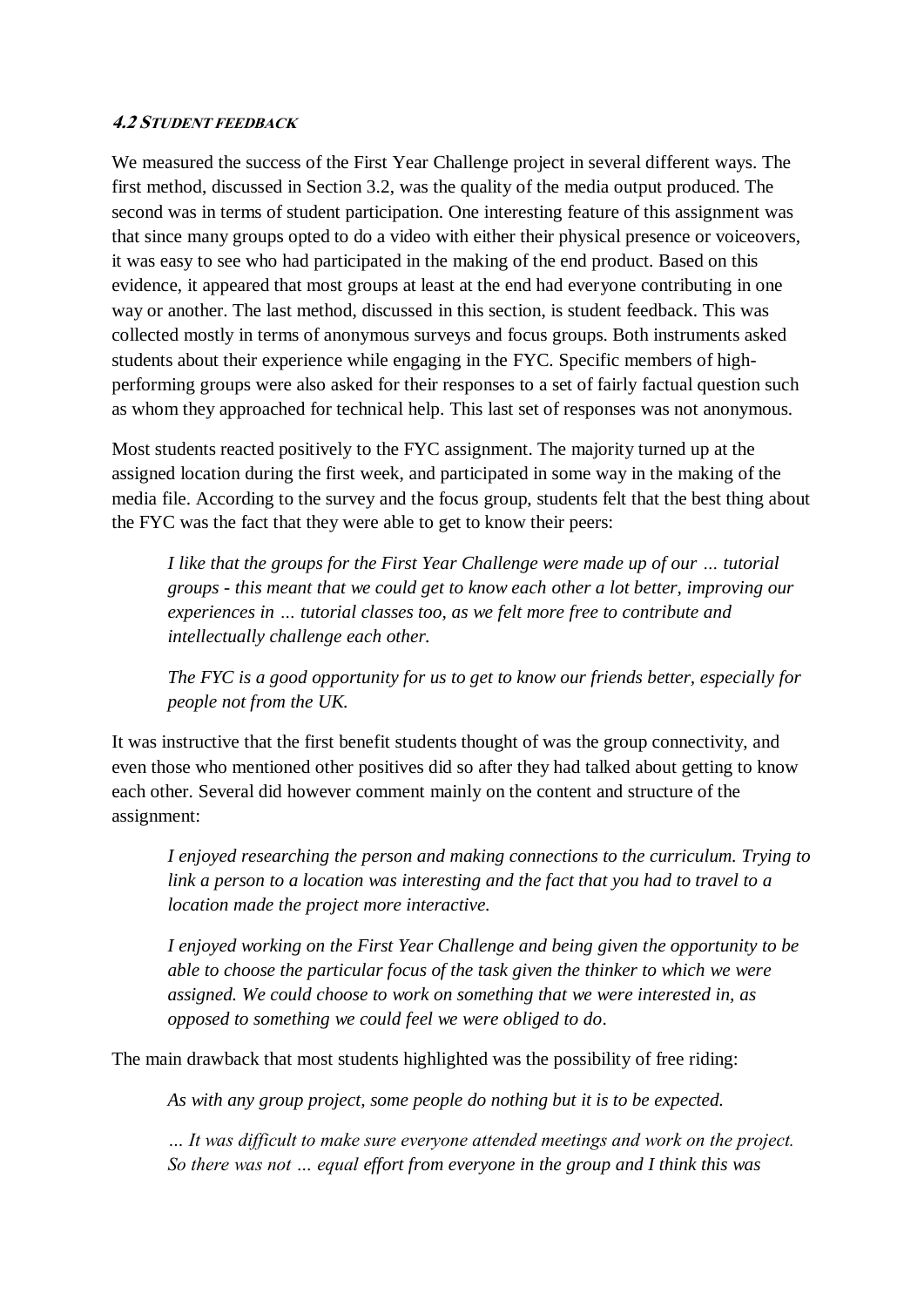#### *4.2 Student feedback*

We measured the success of the First Year Challenge project in several different ways. The first method, discussed in Section 3.2, was the quality of the media output produced. The second was in terms of student participation. One interesting feature of this assignment was that since many groups opted to do a video with either their physical presence or voiceovers, it was easy to see who had participated in the making of the end product. Based on this evidence, it appeared that most groups at least at the end had everyone contributing in one way or another. The last method, discussed in this section, is student feedback. This was collected mostly in terms of anonymous surveys and focus groups. Both instruments asked students about their experience while engaging in the FYC. Specific members of high-performing groups were also asked for their responses to a set of fairly factual question such as whom they approached for technical help. This last set of responses was not anonymous.

Most students reacted positively to the FYC assignment. The majority turned up at the assigned location during the first week, and participated in some way in the making of the media file. According to the survey and the focus group, students felt that the best thing about the FYC was the fact that they were able to get to know their peers:

> *I like that the groups for the First Year Challenge were made up of our … tutorial groups - this meant that we could get to know each other a lot better, improving our experiences in … tutorial classes too, as we felt more free to contribute and intellectually challenge each other.*

> *The FYC is a good opportunity for us to get to know our friends better, especially for people not from the UK.*

It was instructive that the first benefit students thought of was the group connectivity, and even those who mentioned other positives did so after they had talked about getting to know each other. Several did however comment mainly on the content and structure of the assignment:

> *I enjoyed researching the person and making connections to the curriculum. Trying to link a person to a location was interesting and the fact that you had to travel to a location made the project more interactive.*

> *I enjoyed working on the First Year Challenge and being given the opportunity to be able to choose the particular focus of the task given the thinker to which we were assigned. We could choose to work on something that we were interested in, as opposed to something we could feel we were obliged to do.*

The main drawback that most students highlighted was the possibility of free riding:

> *As with any group project, some people do nothing but it is to be expected.*

> *… It was difficult to make sure everyone attended meetings and work on the project. So there was not … equal effort from everyone in the group and I think this was*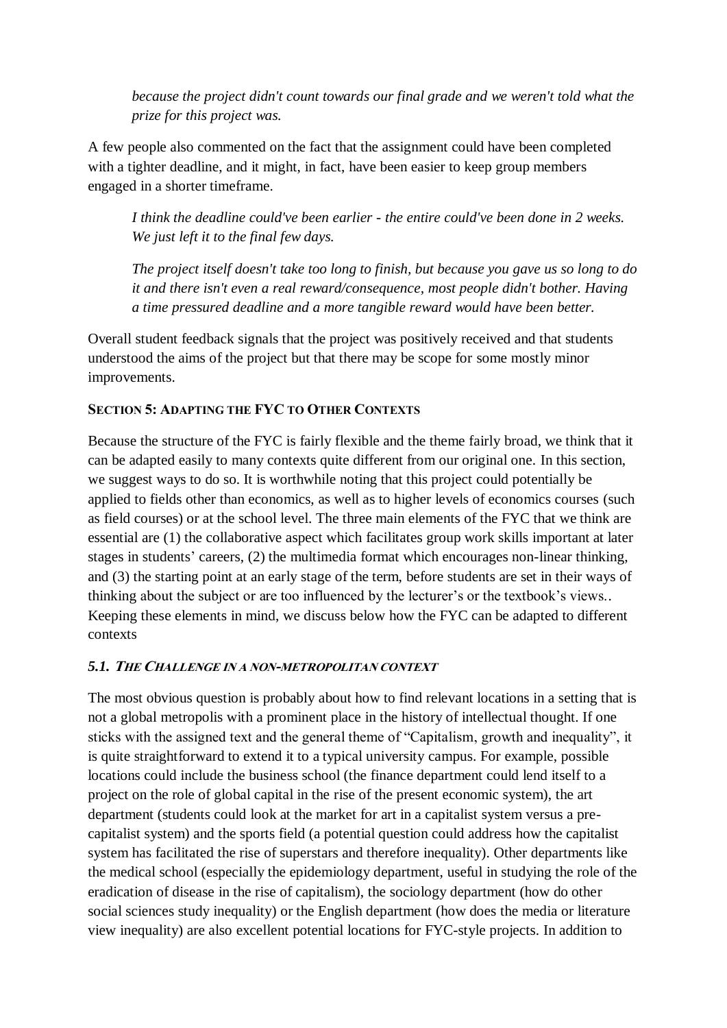*because the project didn't count towards our final grade and we weren't told what the prize for this project was.*

A few people also commented on the fact that the assignment could have been completed with a tighter deadline, and it might, in fact, have been easier to keep group members engaged in a shorter timeframe.

> *I think the deadline could've been earlier - the entire could've been done in 2 weeks. We just left it to the final few days.*
>
> *The project itself doesn't take too long to finish, but because you gave us so long to do it and there isn't even a real reward/consequence, most people didn't bother. Having a time pressured deadline and a more tangible reward would have been better.*

Overall student feedback signals that the project was positively received and that students understood the aims of the project but that there may be scope for some mostly minor improvements.

## SECTION 5: ADAPTING THE FYC TO OTHER CONTEXTS

Because the structure of the FYC is fairly flexible and the theme fairly broad, we think that it can be adapted easily to many contexts quite different from our original one. In this section, we suggest ways to do so. It is worthwhile noting that this project could potentially be applied to fields other than economics, as well as to higher levels of economics courses (such as field courses) or at the school level. The three main elements of the FYC that we think are essential are (1) the collaborative aspect which facilitates group work skills important at later stages in students' careers, (2) the multimedia format which encourages non-linear thinking, and (3) the starting point at an early stage of the term, before students are set in their ways of thinking about the subject or are too influenced by the lecturer's or the textbook's views.. Keeping these elements in mind, we discuss below how the FYC can be adapted to different contexts

### *5.1. THE CHALLENGE IN A NON-METROPOLITAN CONTEXT*

The most obvious question is probably about how to find relevant locations in a setting that is not a global metropolis with a prominent place in the history of intellectual thought. If one sticks with the assigned text and the general theme of "Capitalism, growth and inequality", it is quite straightforward to extend it to a typical university campus. For example, possible locations could include the business school (the finance department could lend itself to a project on the role of global capital in the rise of the present economic system), the art department (students could look at the market for art in a capitalist system versus a pre-capitalist system) and the sports field (a potential question could address how the capitalist system has facilitated the rise of superstars and therefore inequality). Other departments like the medical school (especially the epidemiology department, useful in studying the role of the eradication of disease in the rise of capitalism), the sociology department (how do other social sciences study inequality) or the English department (how does the media or literature view inequality) are also excellent potential locations for FYC-style projects. In addition to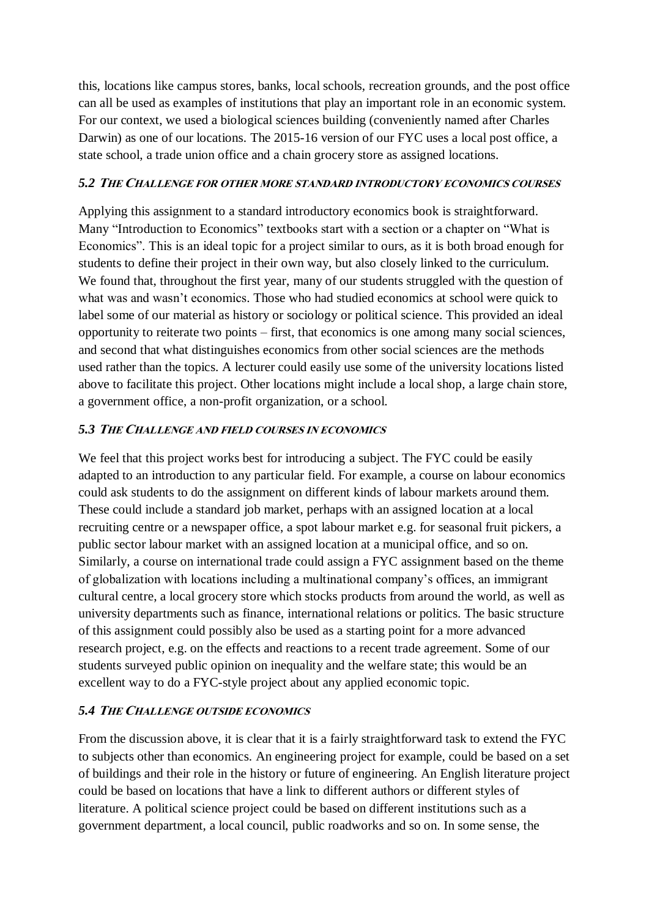this, locations like campus stores, banks, local schools, recreation grounds, and the post office can all be used as examples of institutions that play an important role in an economic system. For our context, we used a biological sciences building (conveniently named after Charles Darwin) as one of our locations. The 2015-16 version of our FYC uses a local post office, a state school, a trade union office and a chain grocery store as assigned locations.

### *5.2 The Challenge for other more standard introductory economics courses*

Applying this assignment to a standard introductory economics book is straightforward. Many "Introduction to Economics" textbooks start with a section or a chapter on "What is Economics". This is an ideal topic for a project similar to ours, as it is both broad enough for students to define their project in their own way, but also closely linked to the curriculum. We found that, throughout the first year, many of our students struggled with the question of what was and wasn't economics. Those who had studied economics at school were quick to label some of our material as history or sociology or political science. This provided an ideal opportunity to reiterate two points – first, that economics is one among many social sciences, and second that what distinguishes economics from other social sciences are the methods used rather than the topics. A lecturer could easily use some of the university locations listed above to facilitate this project. Other locations might include a local shop, a large chain store, a government office, a non-profit organization, or a school.

### *5.3 The Challenge and field courses in economics*

We feel that this project works best for introducing a subject. The FYC could be easily adapted to an introduction to any particular field. For example, a course on labour economics could ask students to do the assignment on different kinds of labour markets around them. These could include a standard job market, perhaps with an assigned location at a local recruiting centre or a newspaper office, a spot labour market e.g. for seasonal fruit pickers, a public sector labour market with an assigned location at a municipal office, and so on. Similarly, a course on international trade could assign a FYC assignment based on the theme of globalization with locations including a multinational company's offices, an immigrant cultural centre, a local grocery store which stocks products from around the world, as well as university departments such as finance, international relations or politics. The basic structure of this assignment could possibly also be used as a starting point for a more advanced research project, e.g. on the effects and reactions to a recent trade agreement. Some of our students surveyed public opinion on inequality and the welfare state; this would be an excellent way to do a FYC-style project about any applied economic topic.

### *5.4 The Challenge outside economics*

From the discussion above, it is clear that it is a fairly straightforward task to extend the FYC to subjects other than economics. An engineering project for example, could be based on a set of buildings and their role in the history or future of engineering. An English literature project could be based on locations that have a link to different authors or different styles of literature. A political science project could be based on different institutions such as a government department, a local council, public roadworks and so on. In some sense, the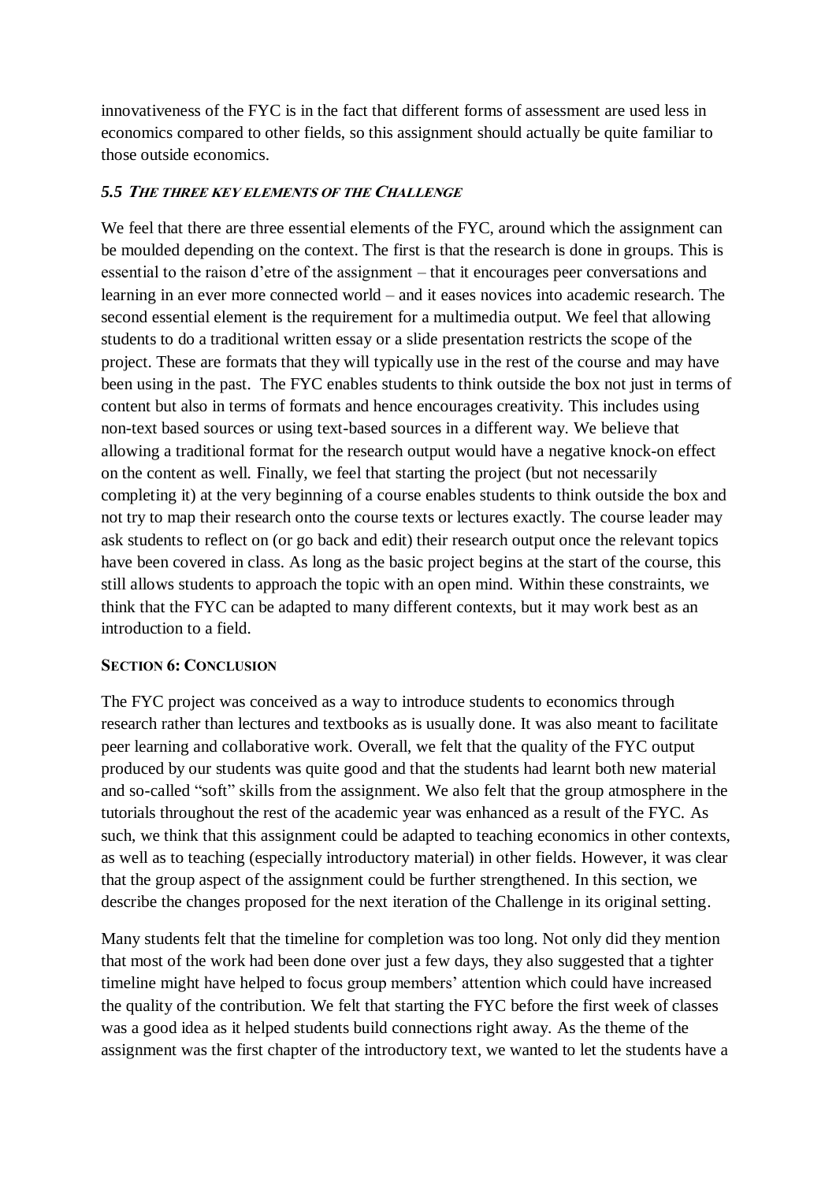innovativeness of the FYC is in the fact that different forms of assessment are used less in economics compared to other fields, so this assignment should actually be quite familiar to those outside economics.

### *5.5 The three key elements of the Challenge*

We feel that there are three essential elements of the FYC, around which the assignment can be moulded depending on the context. The first is that the research is done in groups. This is essential to the raison d'etre of the assignment – that it encourages peer conversations and learning in an ever more connected world – and it eases novices into academic research. The second essential element is the requirement for a multimedia output. We feel that allowing students to do a traditional written essay or a slide presentation restricts the scope of the project. These are formats that they will typically use in the rest of the course and may have been using in the past. The FYC enables students to think outside the box not just in terms of content but also in terms of formats and hence encourages creativity. This includes using non-text based sources or using text-based sources in a different way. We believe that allowing a traditional format for the research output would have a negative knock-on effect on the content as well. Finally, we feel that starting the project (but not necessarily completing it) at the very beginning of a course enables students to think outside the box and not try to map their research onto the course texts or lectures exactly. The course leader may ask students to reflect on (or go back and edit) their research output once the relevant topics have been covered in class. As long as the basic project begins at the start of the course, this still allows students to approach the topic with an open mind. Within these constraints, we think that the FYC can be adapted to many different contexts, but it may work best as an introduction to a field.

## Section 6: Conclusion

The FYC project was conceived as a way to introduce students to economics through research rather than lectures and textbooks as is usually done. It was also meant to facilitate peer learning and collaborative work. Overall, we felt that the quality of the FYC output produced by our students was quite good and that the students had learnt both new material and so-called "soft" skills from the assignment. We also felt that the group atmosphere in the tutorials throughout the rest of the academic year was enhanced as a result of the FYC. As such, we think that this assignment could be adapted to teaching economics in other contexts, as well as to teaching (especially introductory material) in other fields. However, it was clear that the group aspect of the assignment could be further strengthened. In this section, we describe the changes proposed for the next iteration of the Challenge in its original setting.

Many students felt that the timeline for completion was too long. Not only did they mention that most of the work had been done over just a few days, they also suggested that a tighter timeline might have helped to focus group members' attention which could have increased the quality of the contribution. We felt that starting the FYC before the first week of classes was a good idea as it helped students build connections right away. As the theme of the assignment was the first chapter of the introductory text, we wanted to let the students have a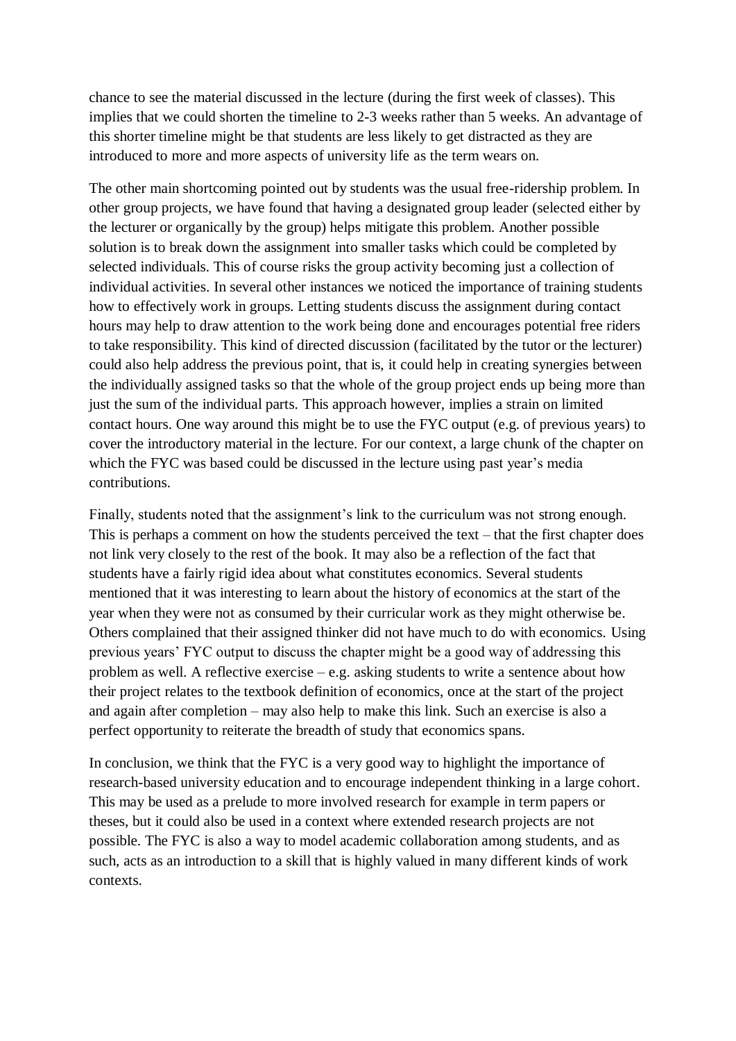chance to see the material discussed in the lecture (during the first week of classes). This implies that we could shorten the timeline to 2-3 weeks rather than 5 weeks. An advantage of this shorter timeline might be that students are less likely to get distracted as they are introduced to more and more aspects of university life as the term wears on.

The other main shortcoming pointed out by students was the usual free-ridership problem. In other group projects, we have found that having a designated group leader (selected either by the lecturer or organically by the group) helps mitigate this problem. Another possible solution is to break down the assignment into smaller tasks which could be completed by selected individuals. This of course risks the group activity becoming just a collection of individual activities. In several other instances we noticed the importance of training students how to effectively work in groups. Letting students discuss the assignment during contact hours may help to draw attention to the work being done and encourages potential free riders to take responsibility. This kind of directed discussion (facilitated by the tutor or the lecturer) could also help address the previous point, that is, it could help in creating synergies between the individually assigned tasks so that the whole of the group project ends up being more than just the sum of the individual parts. This approach however, implies a strain on limited contact hours. One way around this might be to use the FYC output (e.g. of previous years) to cover the introductory material in the lecture. For our context, a large chunk of the chapter on which the FYC was based could be discussed in the lecture using past year's media contributions.

Finally, students noted that the assignment's link to the curriculum was not strong enough. This is perhaps a comment on how the students perceived the text – that the first chapter does not link very closely to the rest of the book. It may also be a reflection of the fact that students have a fairly rigid idea about what constitutes economics. Several students mentioned that it was interesting to learn about the history of economics at the start of the year when they were not as consumed by their curricular work as they might otherwise be. Others complained that their assigned thinker did not have much to do with economics. Using previous years' FYC output to discuss the chapter might be a good way of addressing this problem as well. A reflective exercise – e.g. asking students to write a sentence about how their project relates to the textbook definition of economics, once at the start of the project and again after completion – may also help to make this link. Such an exercise is also a perfect opportunity to reiterate the breadth of study that economics spans.

In conclusion, we think that the FYC is a very good way to highlight the importance of research-based university education and to encourage independent thinking in a large cohort. This may be used as a prelude to more involved research for example in term papers or theses, but it could also be used in a context where extended research projects are not possible. The FYC is also a way to model academic collaboration among students, and as such, acts as an introduction to a skill that is highly valued in many different kinds of work contexts.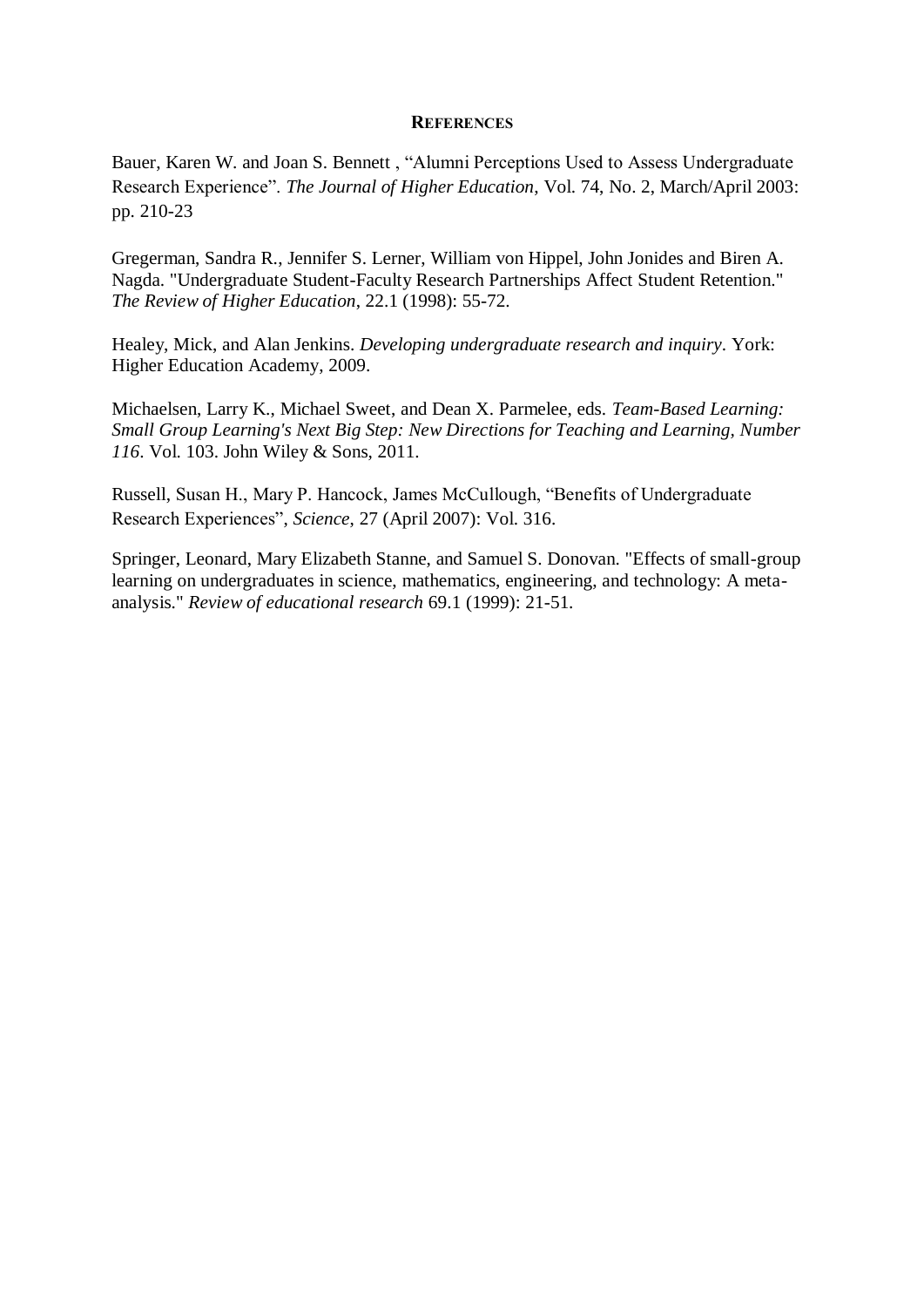## REFERENCES

Bauer, Karen W. and Joan S. Bennett , “Alumni Perceptions Used to Assess Undergraduate Research Experience”. *The Journal of Higher Education*, Vol. 74, No. 2, March/April 2003: pp. 210-23

Gregerman, Sandra R., Jennifer S. Lerner, William von Hippel, John Jonides and Biren A. Nagda. "Undergraduate Student-Faculty Research Partnerships Affect Student Retention." *The Review of Higher Education*, 22.1 (1998): 55-72.

Healey, Mick, and Alan Jenkins. *Developing undergraduate research and inquiry*. York: Higher Education Academy, 2009.

Michaelsen, Larry K., Michael Sweet, and Dean X. Parmelee, eds. *Team-Based Learning: Small Group Learning's Next Big Step: New Directions for Teaching and Learning, Number 116*. Vol. 103. John Wiley & Sons, 2011.

Russell, Susan H., Mary P. Hancock, James McCullough, “Benefits of Undergraduate Research Experiences”, *Science*, 27 (April 2007): Vol. 316.

Springer, Leonard, Mary Elizabeth Stanne, and Samuel S. Donovan. "Effects of small-group learning on undergraduates in science, mathematics, engineering, and technology: A meta-analysis." *Review of educational research* 69.1 (1999): 21-51.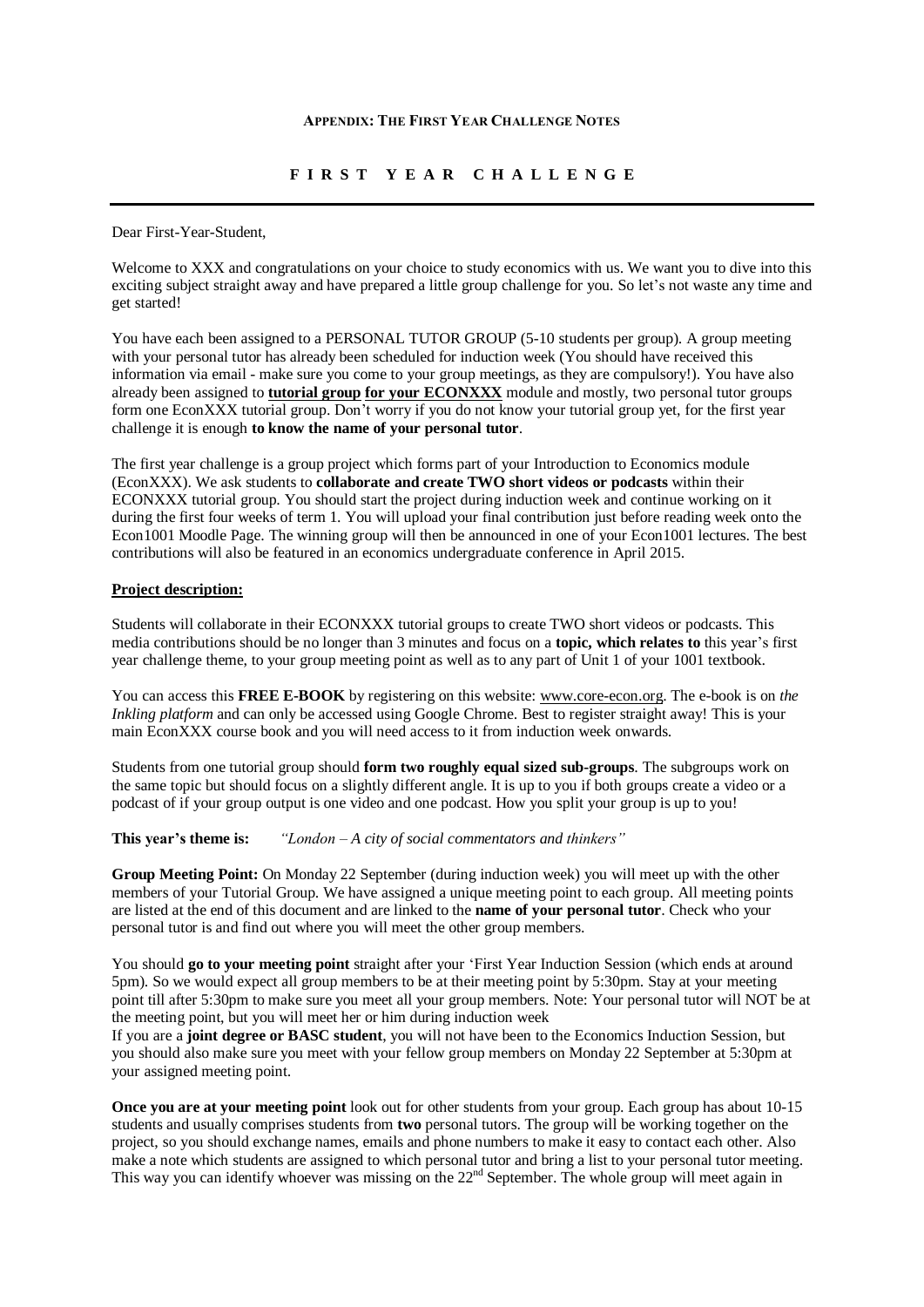**APPENDIX: THE FIRST YEAR CHALLENGE NOTES**

# F I R S T   Y E A R   C H A L L E N G E

---

Dear First-Year-Student,

Welcome to XXX and congratulations on your choice to study economics with us. We want you to dive into this exciting subject straight away and have prepared a little group challenge for you. So let's not waste any time and get started!

You have each been assigned to a PERSONAL TUTOR GROUP (5-10 students per group). A group meeting with your personal tutor has already been scheduled for induction week (You should have received this information via email - make sure you come to your group meetings, as they are compulsory!). You have also already been assigned to **tutorial group for your ECONXXX** module and mostly, two personal tutor groups form one EconXXX tutorial group. Don't worry if you do not know your tutorial group yet, for the first year challenge it is enough **to know the name of your personal tutor**.

The first year challenge is a group project which forms part of your Introduction to Economics module (EconXXX). We ask students to **collaborate and create TWO short videos or podcasts** within their ECONXXX tutorial group. You should start the project during induction week and continue working on it during the first four weeks of term 1. You will upload your final contribution just before reading week onto the Econ1001 Moodle Page. The winning group will then be announced in one of your Econ1001 lectures. The best contributions will also be featured in an economics undergraduate conference in April 2015.

**Project description:**

Students will collaborate in their ECONXXX tutorial groups to create TWO short videos or podcasts. This media contributions should be no longer than 3 minutes and focus on a **topic, which relates to** this year's first year challenge theme, to your group meeting point as well as to any part of Unit 1 of your 1001 textbook.

You can access this **FREE E-BOOK** by registering on this website: www.core-econ.org. The e-book is on *the Inkling platform* and can only be accessed using Google Chrome. Best to register straight away! This is your main EconXXX course book and you will need access to it from induction week onwards.

Students from one tutorial group should **form two roughly equal sized sub-groups**. The subgroups work on the same topic but should focus on a slightly different angle. It is up to you if both groups create a video or a podcast of if your group output is one video and one podcast. How you split your group is up to you!

**This year's theme is:** *"London – A city of social commentators and thinkers"*

**Group Meeting Point:** On Monday 22 September (during induction week) you will meet up with the other members of your Tutorial Group. We have assigned a unique meeting point to each group. All meeting points are listed at the end of this document and are linked to the **name of your personal tutor**. Check who your personal tutor is and find out where you will meet the other group members.

You should **go to your meeting point** straight after your 'First Year Induction Session (which ends at around 5pm). So we would expect all group members to be at their meeting point by 5:30pm. Stay at your meeting point till after 5:30pm to make sure you meet all your group members. Note: Your personal tutor will NOT be at the meeting point, but you will meet her or him during induction week

If you are a **joint degree or BASC student**, you will not have been to the Economics Induction Session, but you should also make sure you meet with your fellow group members on Monday 22 September at 5:30pm at your assigned meeting point.

**Once you are at your meeting point** look out for other students from your group. Each group has about 10-15 students and usually comprises students from **two** personal tutors. The group will be working together on the project, so you should exchange names, emails and phone numbers to make it easy to contact each other. Also make a note which students are assigned to which personal tutor and bring a list to your personal tutor meeting. This way you can identify whoever was missing on the 22nd September. The whole group will meet again in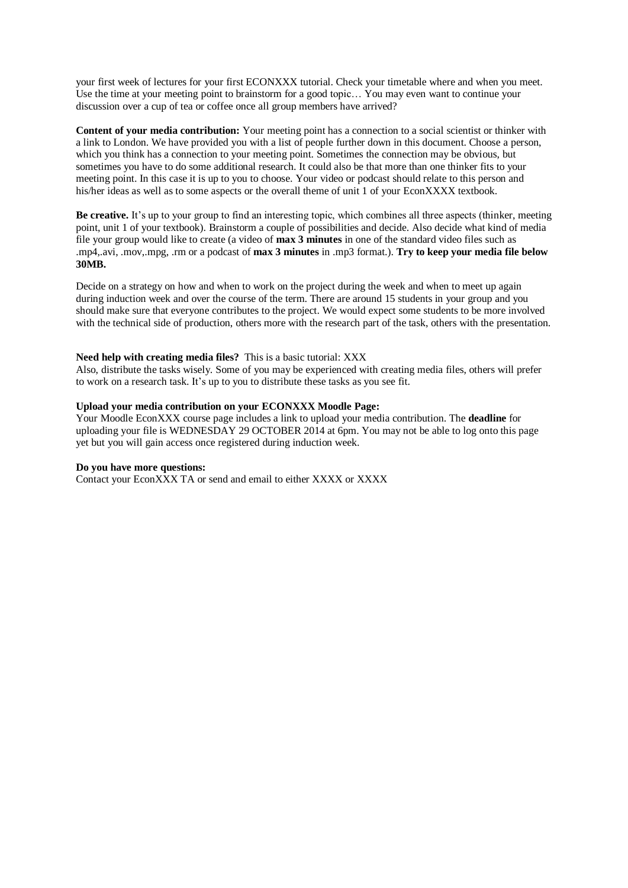your first week of lectures for your first ECONXXX tutorial. Check your timetable where and when you meet. Use the time at your meeting point to brainstorm for a good topic… You may even want to continue your discussion over a cup of tea or coffee once all group members have arrived?

**Content of your media contribution:** Your meeting point has a connection to a social scientist or thinker with a link to London. We have provided you with a list of people further down in this document. Choose a person, which you think has a connection to your meeting point. Sometimes the connection may be obvious, but sometimes you have to do some additional research. It could also be that more than one thinker fits to your meeting point. In this case it is up to you to choose. Your video or podcast should relate to this person and his/her ideas as well as to some aspects or the overall theme of unit 1 of your EconXXXX textbook.

**Be creative.** It's up to your group to find an interesting topic, which combines all three aspects (thinker, meeting point, unit 1 of your textbook). Brainstorm a couple of possibilities and decide. Also decide what kind of media file your group would like to create (a video of **max 3 minutes** in one of the standard video files such as .mp4,.avi, .mov,.mpg, .rm or a podcast of **max 3 minutes** in .mp3 format.). **Try to keep your media file below 30MB.**

Decide on a strategy on how and when to work on the project during the week and when to meet up again during induction week and over the course of the term. There are around 15 students in your group and you should make sure that everyone contributes to the project. We would expect some students to be more involved with the technical side of production, others more with the research part of the task, others with the presentation.

**Need help with creating media files?** This is a basic tutorial: XXX
Also, distribute the tasks wisely. Some of you may be experienced with creating media files, others will prefer to work on a research task. It's up to you to distribute these tasks as you see fit.

**Upload your media contribution on your ECONXXX Moodle Page:**
Your Moodle EconXXX course page includes a link to upload your media contribution. The **deadline** for uploading your file is WEDNESDAY 29 OCTOBER 2014 at 6pm. You may not be able to log onto this page yet but you will gain access once registered during induction week.

**Do you have more questions:**
Contact your EconXXX TA or send and email to either XXXX or XXXX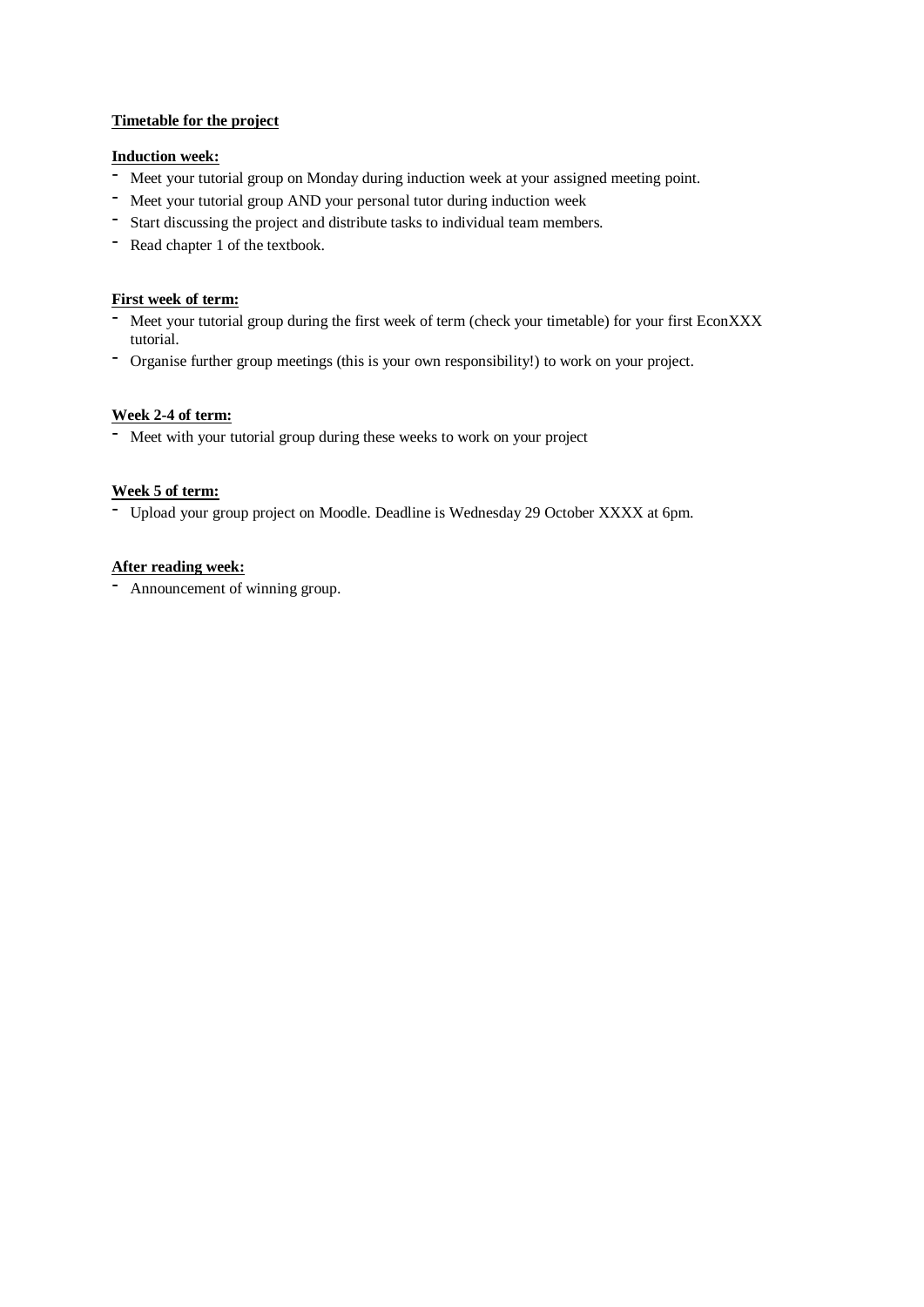**Timetable for the project**

**Induction week:**

- Meet your tutorial group on Monday during induction week at your assigned meeting point.
- Meet your tutorial group AND your personal tutor during induction week
- Start discussing the project and distribute tasks to individual team members.
- Read chapter 1 of the textbook.

**First week of term:**

- Meet your tutorial group during the first week of term (check your timetable) for your first EconXXX tutorial.
- Organise further group meetings (this is your own responsibility!) to work on your project.

**Week 2-4 of term:**

- Meet with your tutorial group during these weeks to work on your project

**Week 5 of term:**

- Upload your group project on Moodle. Deadline is Wednesday 29 October XXXX at 6pm.

**After reading week:**

- Announcement of winning group.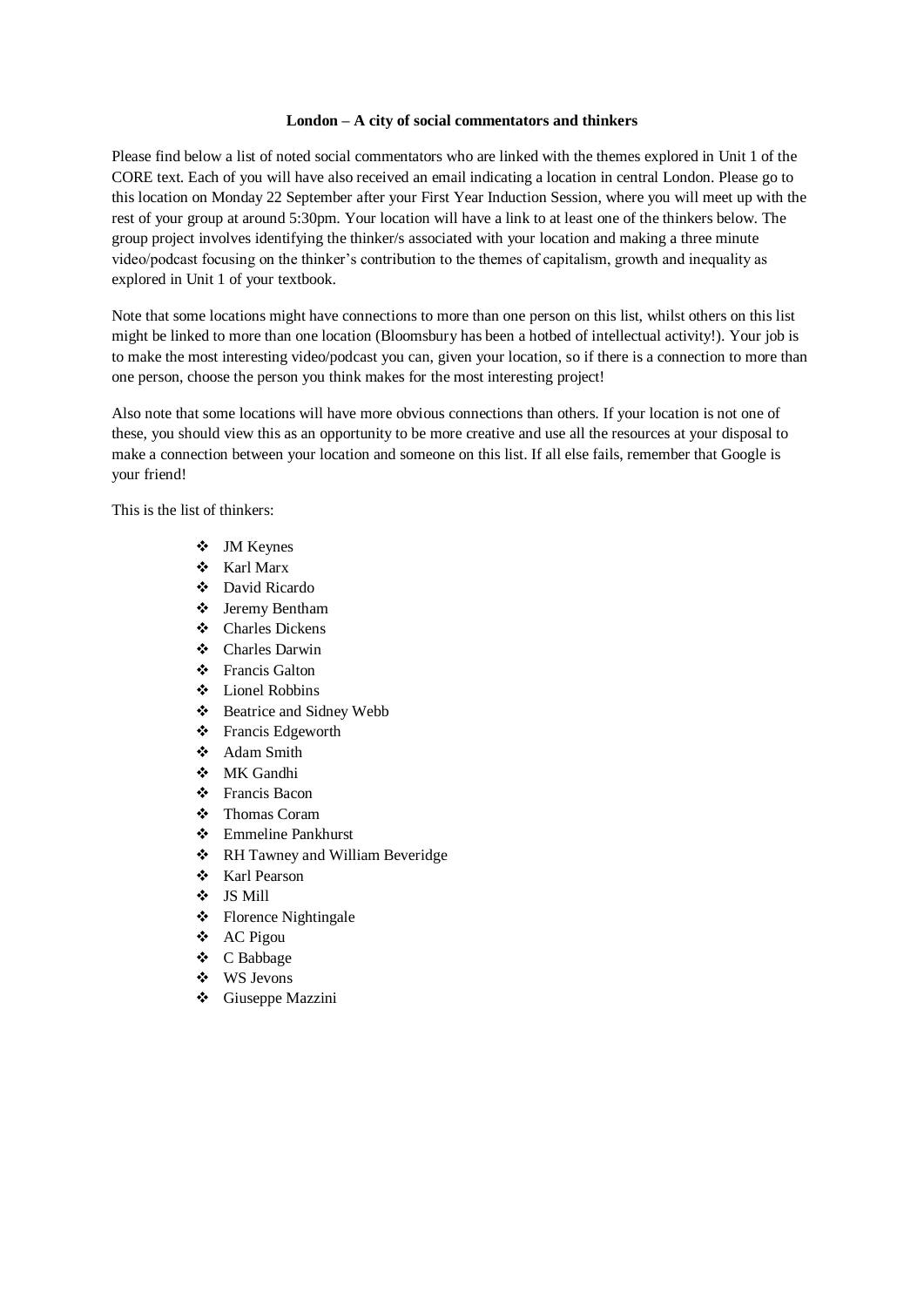**London – A city of social commentators and thinkers**

Please find below a list of noted social commentators who are linked with the themes explored in Unit 1 of the CORE text. Each of you will have also received an email indicating a location in central London. Please go to this location on Monday 22 September after your First Year Induction Session, where you will meet up with the rest of your group at around 5:30pm. Your location will have a link to at least one of the thinkers below. The group project involves identifying the thinker/s associated with your location and making a three minute video/podcast focusing on the thinker's contribution to the themes of capitalism, growth and inequality as explored in Unit 1 of your textbook.

Note that some locations might have connections to more than one person on this list, whilst others on this list might be linked to more than one location (Bloomsbury has been a hotbed of intellectual activity!). Your job is to make the most interesting video/podcast you can, given your location, so if there is a connection to more than one person, choose the person you think makes for the most interesting project!

Also note that some locations will have more obvious connections than others. If your location is not one of these, you should view this as an opportunity to be more creative and use all the resources at your disposal to make a connection between your location and someone on this list. If all else fails, remember that Google is your friend!

This is the list of thinkers:

- JM Keynes
- Karl Marx
- David Ricardo
- Jeremy Bentham
- Charles Dickens
- Charles Darwin
- Francis Galton
- Lionel Robbins
- Beatrice and Sidney Webb
- Francis Edgeworth
- Adam Smith
- MK Gandhi
- Francis Bacon
- Thomas Coram
- Emmeline Pankhurst
- RH Tawney and William Beveridge
- Karl Pearson
- JS Mill
- Florence Nightingale
- AC Pigou
- C Babbage
- WS Jevons
- Giuseppe Mazzini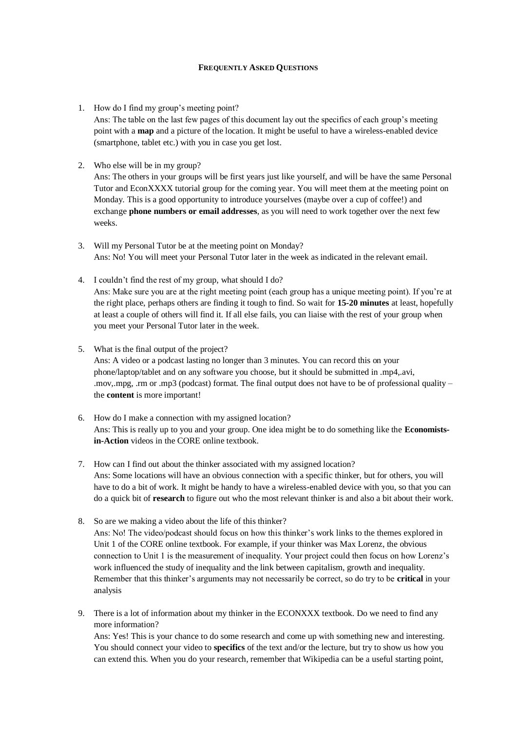**FREQUENTLY ASKED QUESTIONS**

1. How do I find my group's meeting point?
   Ans: The table on the last few pages of this document lay out the specifics of each group's meeting point with a **map** and a picture of the location. It might be useful to have a wireless-enabled device (smartphone, tablet etc.) with you in case you get lost.

2. Who else will be in my group?
   Ans: The others in your groups will be first years just like yourself, and will be have the same Personal Tutor and EconXXXX tutorial group for the coming year. You will meet them at the meeting point on Monday. This is a good opportunity to introduce yourselves (maybe over a cup of coffee!) and exchange **phone numbers or email addresses**, as you will need to work together over the next few weeks.

3. Will my Personal Tutor be at the meeting point on Monday?
   Ans: No! You will meet your Personal Tutor later in the week as indicated in the relevant email.

4. I couldn't find the rest of my group, what should I do?
   Ans: Make sure you are at the right meeting point (each group has a unique meeting point). If you're at the right place, perhaps others are finding it tough to find. So wait for **15-20 minutes** at least, hopefully at least a couple of others will find it. If all else fails, you can liaise with the rest of your group when you meet your Personal Tutor later in the week.

5. What is the final output of the project?
   Ans: A video or a podcast lasting no longer than 3 minutes. You can record this on your phone/laptop/tablet and on any software you choose, but it should be submitted in .mp4,.avi, .mov,.mpg, .rm or .mp3 (podcast) format. The final output does not have to be of professional quality – the **content** is more important!

6. How do I make a connection with my assigned location?
   Ans: This is really up to you and your group. One idea might be to do something like the **Economists-in-Action** videos in the CORE online textbook.

7. How can I find out about the thinker associated with my assigned location?
   Ans: Some locations will have an obvious connection with a specific thinker, but for others, you will have to do a bit of work. It might be handy to have a wireless-enabled device with you, so that you can do a quick bit of **research** to figure out who the most relevant thinker is and also a bit about their work.

8. So are we making a video about the life of this thinker?
   Ans: No! The video/podcast should focus on how this thinker's work links to the themes explored in Unit 1 of the CORE online textbook. For example, if your thinker was Max Lorenz, the obvious connection to Unit 1 is the measurement of inequality. Your project could then focus on how Lorenz's work influenced the study of inequality and the link between capitalism, growth and inequality. Remember that this thinker's arguments may not necessarily be correct, so do try to be **critical** in your analysis

9. There is a lot of information about my thinker in the ECONXXX textbook. Do we need to find any more information?
   Ans: Yes! This is your chance to do some research and come up with something new and interesting. You should connect your video to **specifics** of the text and/or the lecture, but try to show us how you can extend this. When you do your research, remember that Wikipedia can be a useful starting point,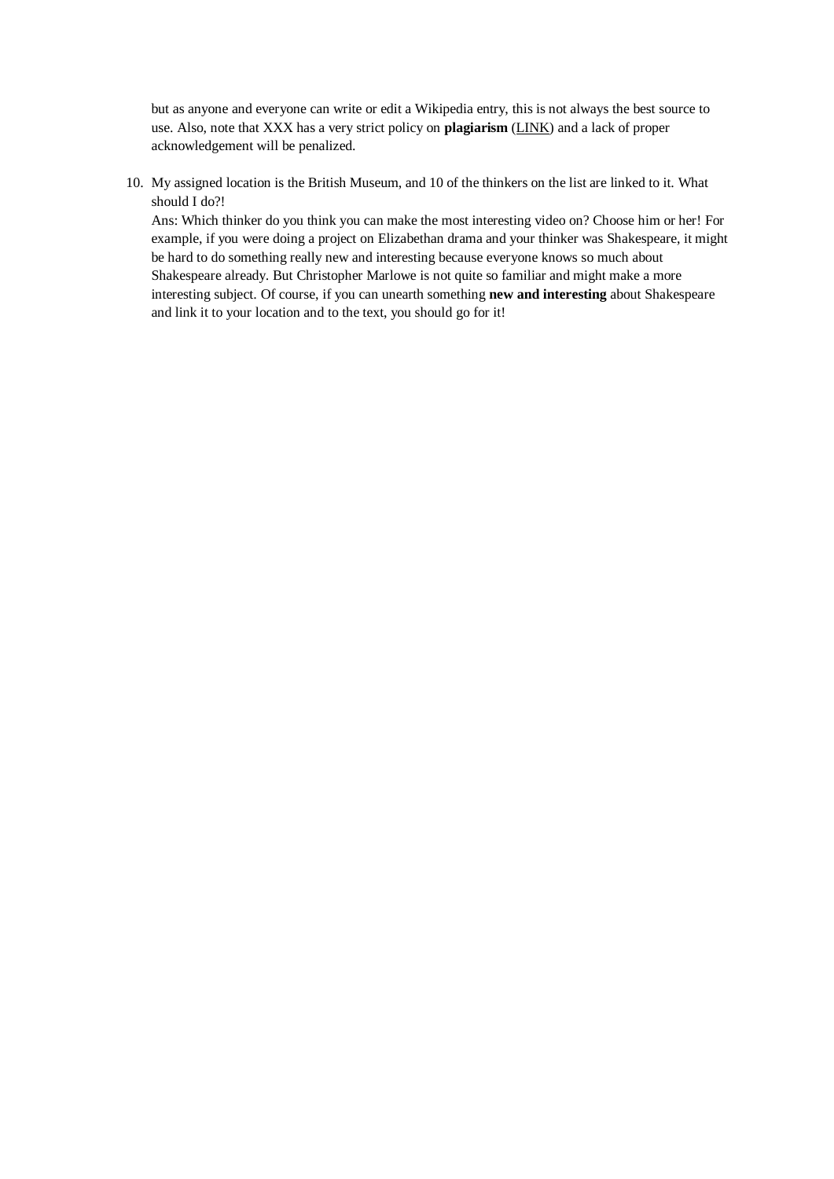but as anyone and everyone can write or edit a Wikipedia entry, this is not always the best source to use. Also, note that XXX has a very strict policy on **plagiarism** (LINK) and a lack of proper acknowledgement will be penalized.

10. My assigned location is the British Museum, and 10 of the thinkers on the list are linked to it. What should I do?!
    Ans: Which thinker do you think you can make the most interesting video on? Choose him or her! For example, if you were doing a project on Elizabethan drama and your thinker was Shakespeare, it might be hard to do something really new and interesting because everyone knows so much about Shakespeare already. But Christopher Marlowe is not quite so familiar and might make a more interesting subject. Of course, if you can unearth something **new and interesting** about Shakespeare and link it to your location and to the text, you should go for it!